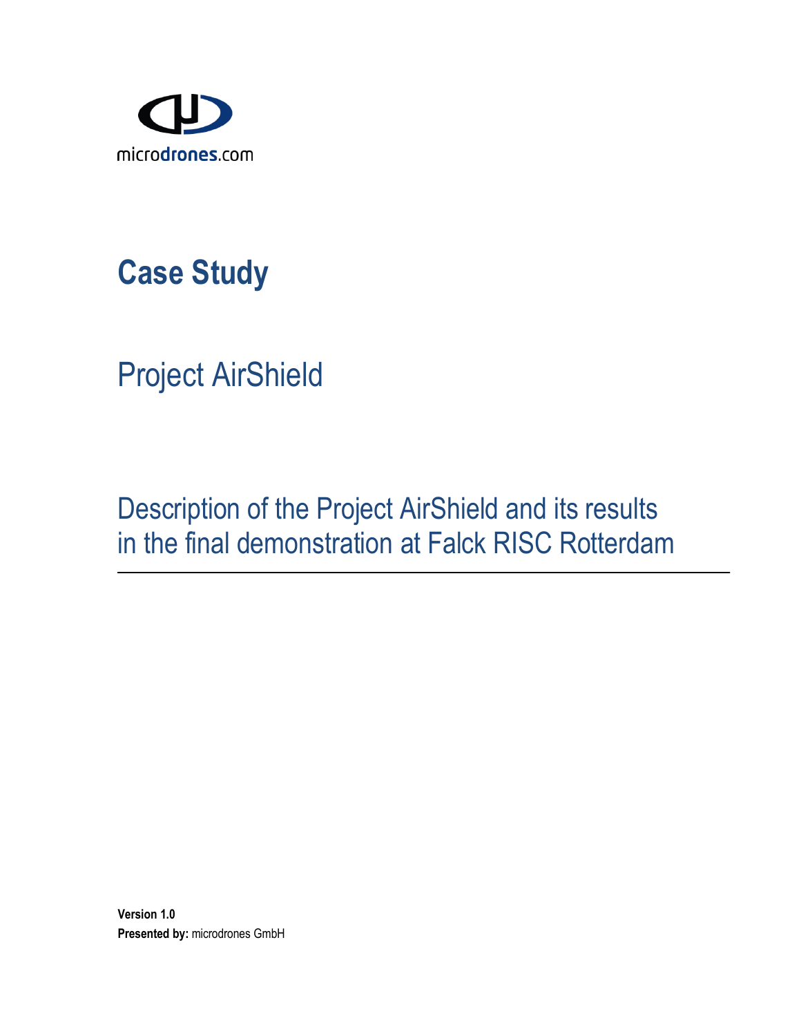microdrones.com

# Case Study

## Project AirShield

## Description of the Project AirShield and its results in the final demonstration at Falck RISC Rotterdam

---

**Version 1.0**
**Presented by:** microdrones GmbH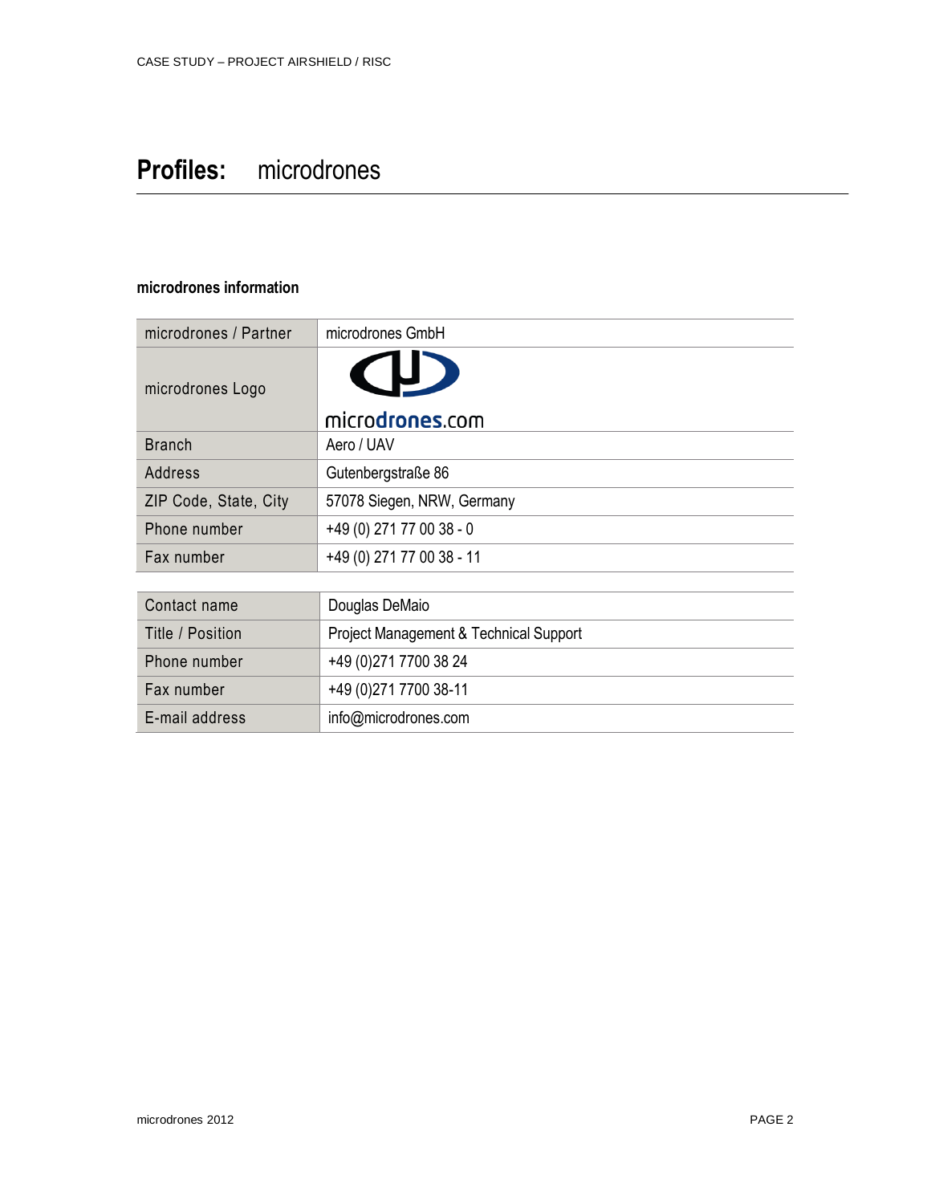# **Profiles:** microdrones

### microdrones information

| | |
|---|---|
| microdrones / Partner | microdrones GmbH |
| microdrones Logo | microdrones.com |
| Branch | Aero / UAV |
| Address | Gutenbergstraße 86 |
| ZIP Code, State, City | 57078 Siegen, NRW, Germany |
| Phone number | +49 (0) 271 77 00 38 - 0 |
| Fax number | +49 (0) 271 77 00 38 - 11 |

| | |
|---|---|
| Contact name | Douglas DeMaio |
| Title / Position | Project Management & Technical Support |
| Phone number | +49 (0)271 7700 38 24 |
| Fax number | +49 (0)271 7700 38-11 |
| E-mail address | info@microdrones.com |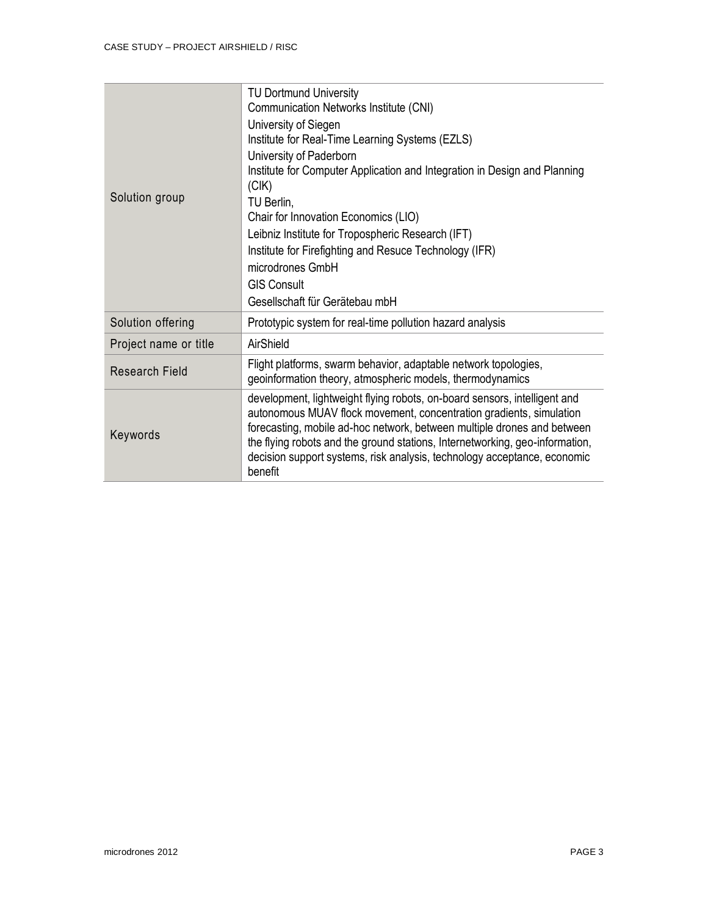| | |
|---|---|
| Solution group | TU Dortmund University<br>Communication Networks Institute (CNI)<br>University of Siegen<br>Institute for Real-Time Learning Systems (EZLS)<br>University of Paderborn<br>Institute for Computer Application and Integration in Design and Planning (CIK)<br>TU Berlin,<br>Chair for Innovation Economics (LIO)<br>Leibniz Institute for Tropospheric Research (IFT)<br>Institute for Firefighting and Resuce Technology (IFR)<br>microdrones GmbH<br>GIS Consult<br>Gesellschaft für Gerätebau mbH |
| Solution offering | Prototypic system for real-time pollution hazard analysis |
| Project name or title | AirShield |
| Research Field | Flight platforms, swarm behavior, adaptable network topologies, geoinformation theory, atmospheric models, thermodynamics |
| Keywords | development, lightweight flying robots, on-board sensors, intelligent and autonomous MUAV flock movement, concentration gradients, simulation forecasting, mobile ad-hoc network, between multiple drones and between the flying robots and the ground stations, Internetworking, geo-information, decision support systems, risk analysis, technology acceptance, economic benefit |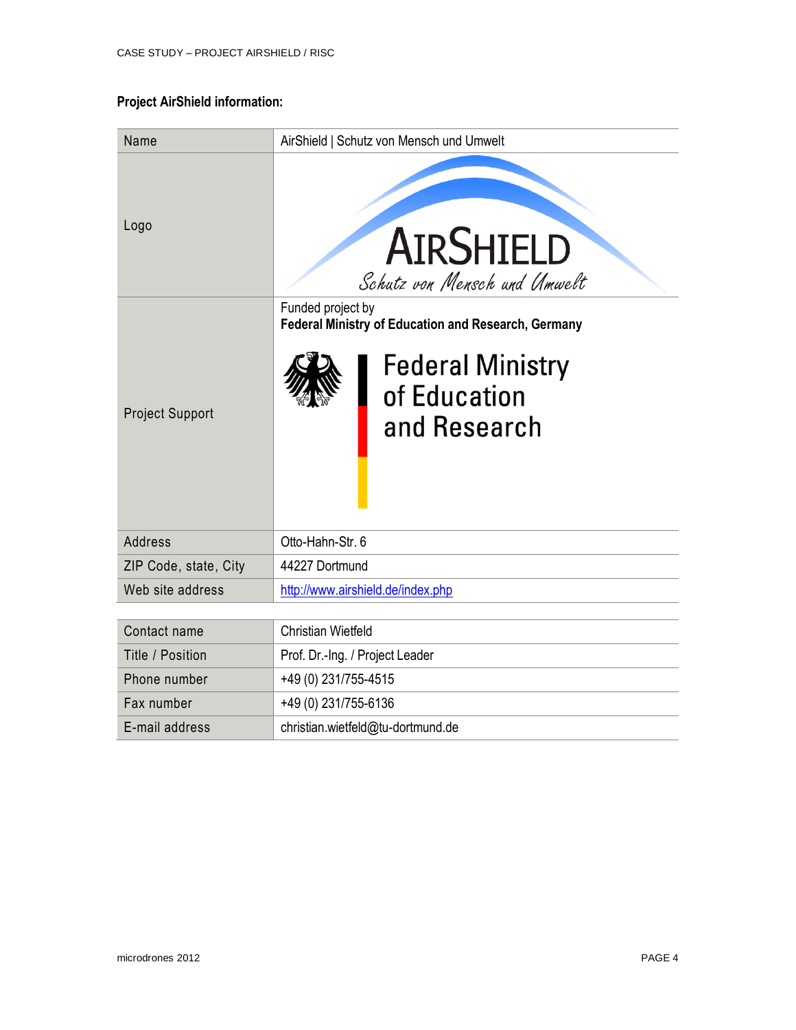**Project AirShield information:**

| | |
|---|---|
| Name | AirShield \| Schutz von Mensch und Umwelt |
| Logo | AIRSHIELD Schutz von Mensch und Umwelt |
| Project Support | Funded project by **Federal Ministry of Education and Research, Germany** Federal Ministry of Education and Research |
| Address | Otto-Hahn-Str. 6 |
| ZIP Code, state, City | 44227 Dortmund |
| Web site address | http://www.airshield.de/index.php |

| | |
|---|---|
| Contact name | Christian Wietfeld |
| Title / Position | Prof. Dr.-Ing. / Project Leader |
| Phone number | +49 (0) 231/755-4515 |
| Fax number | +49 (0) 231/755-6136 |
| E-mail address | christian.wietfeld@tu-dortmund.de |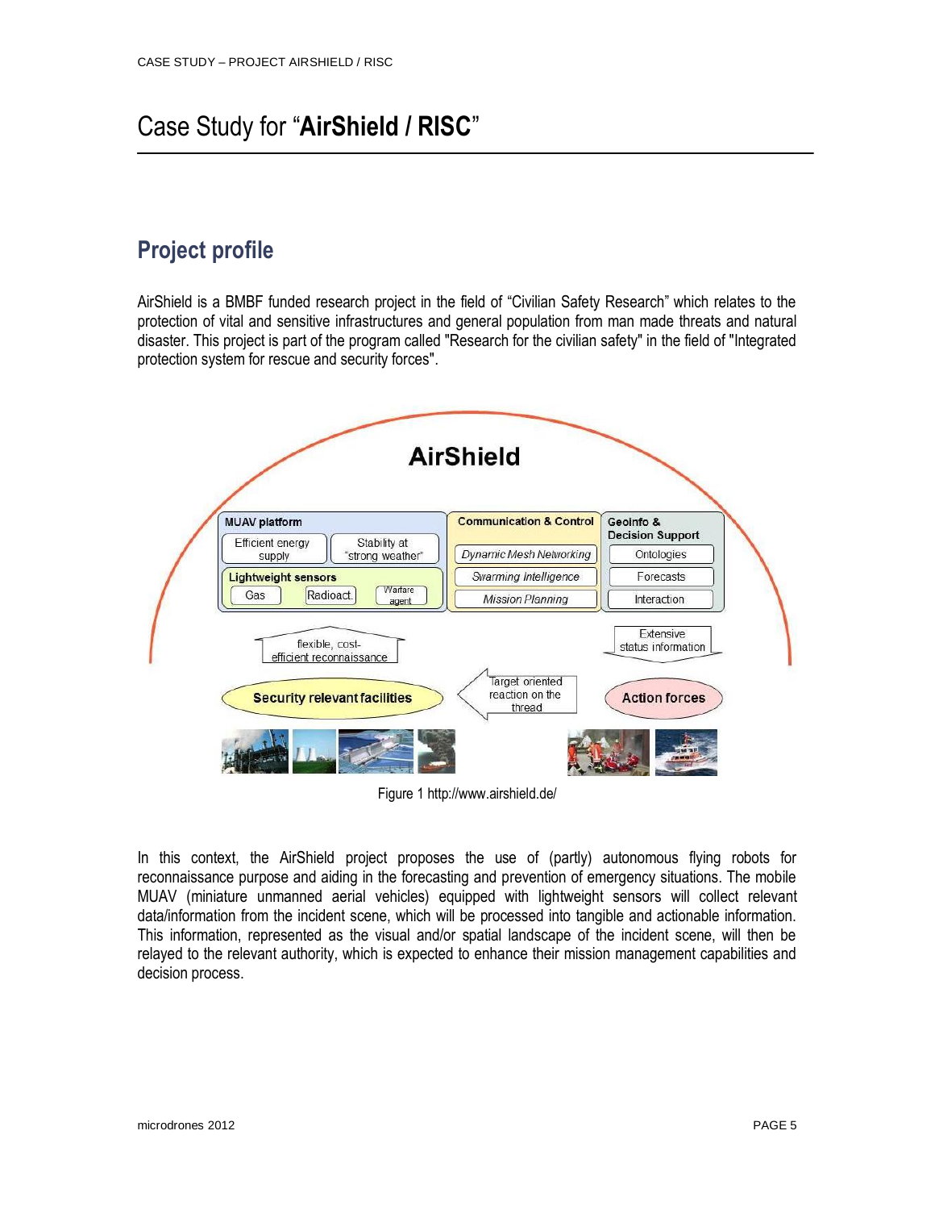# Case Study for "**AirShield / RISC**"

## Project profile

AirShield is a BMBF funded research project in the field of "Civilian Safety Research" which relates to the protection of vital and sensitive infrastructures and general population from man made threats and natural disaster. This project is part of the program called "Research for the civilian safety" in the field of "Integrated protection system for rescue and security forces".

AirShield

MUAV platform

Efficient energy supply

Stability at "strong weather"

Lightweight sensors

Gas

Radioact.

Warfare agent

Communication & Control

Dynamic Mesh Networking

Swarming Intelligence

Mission Planning

GeoInfo & Decision Support

Ontologies

Forecasts

Interaction

flexible, cost-efficient reconnaissance

Extensive status information

Security relevant facilities

Target oriented reaction on the thread

Action forces

Figure 1 http://www.airshield.de/

In this context, the AirShield project proposes the use of (partly) autonomous flying robots for reconnaissance purpose and aiding in the forecasting and prevention of emergency situations. The mobile MUAV (miniature unmanned aerial vehicles) equipped with lightweight sensors will collect relevant data/information from the incident scene, which will be processed into tangible and actionable information. This information, represented as the visual and/or spatial landscape of the incident scene, will then be relayed to the relevant authority, which is expected to enhance their mission management capabilities and decision process.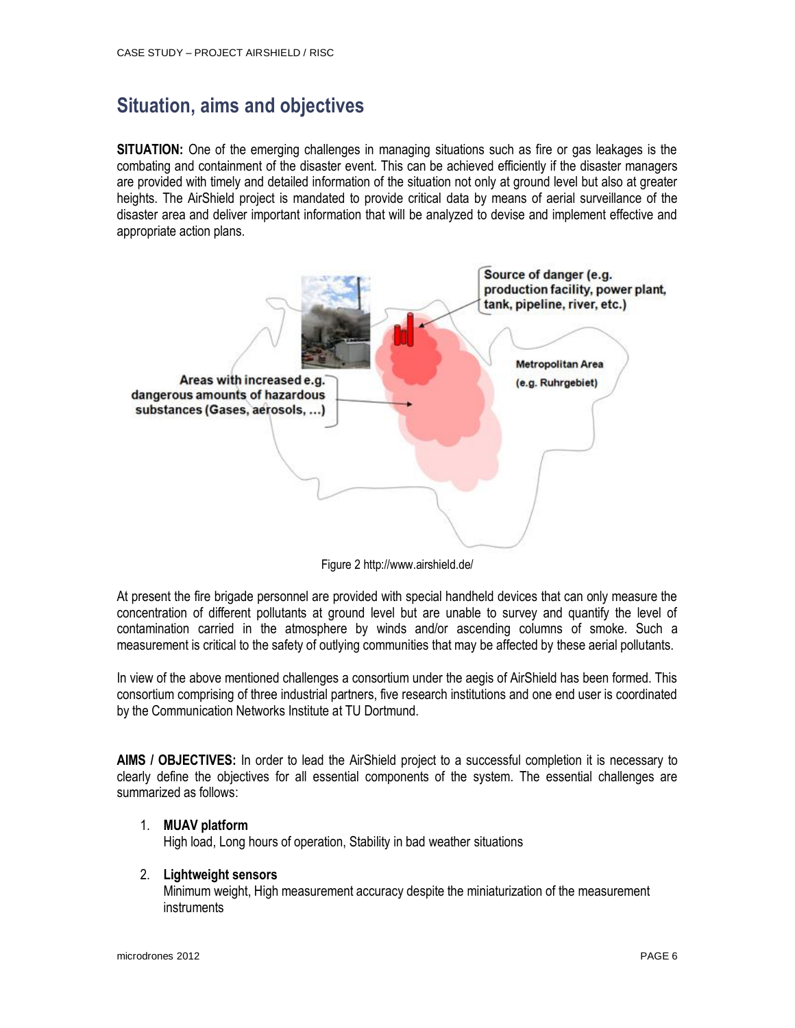## Situation, aims and objectives

**SITUATION:** One of the emerging challenges in managing situations such as fire or gas leakages is the combating and containment of the disaster event. This can be achieved efficiently if the disaster managers are provided with timely and detailed information of the situation not only at ground level but also at greater heights. The AirShield project is mandated to provide critical data by means of aerial surveillance of the disaster area and deliver important information that will be analyzed to devise and implement effective and appropriate action plans.

Source of danger (e.g. production facility, power plant, tank, pipeline, river, etc.)

Metropolitan Area (e.g. Ruhrgebiet)

Areas with increased e.g. dangerous amounts of hazardous substances (Gases, aerosols, ...)

Figure 2 http://www.airshield.de/

At present the fire brigade personnel are provided with special handheld devices that can only measure the concentration of different pollutants at ground level but are unable to survey and quantify the level of contamination carried in the atmosphere by winds and/or ascending columns of smoke. Such a measurement is critical to the safety of outlying communities that may be affected by these aerial pollutants.

In view of the above mentioned challenges a consortium under the aegis of AirShield has been formed. This consortium comprising of three industrial partners, five research institutions and one end user is coordinated by the Communication Networks Institute at TU Dortmund.

**AIMS / OBJECTIVES:** In order to lead the AirShield project to a successful completion it is necessary to clearly define the objectives for all essential components of the system. The essential challenges are summarized as follows:

1. **MUAV platform**
   High load, Long hours of operation, Stability in bad weather situations

2. **Lightweight sensors**
   Minimum weight, High measurement accuracy despite the miniaturization of the measurement instruments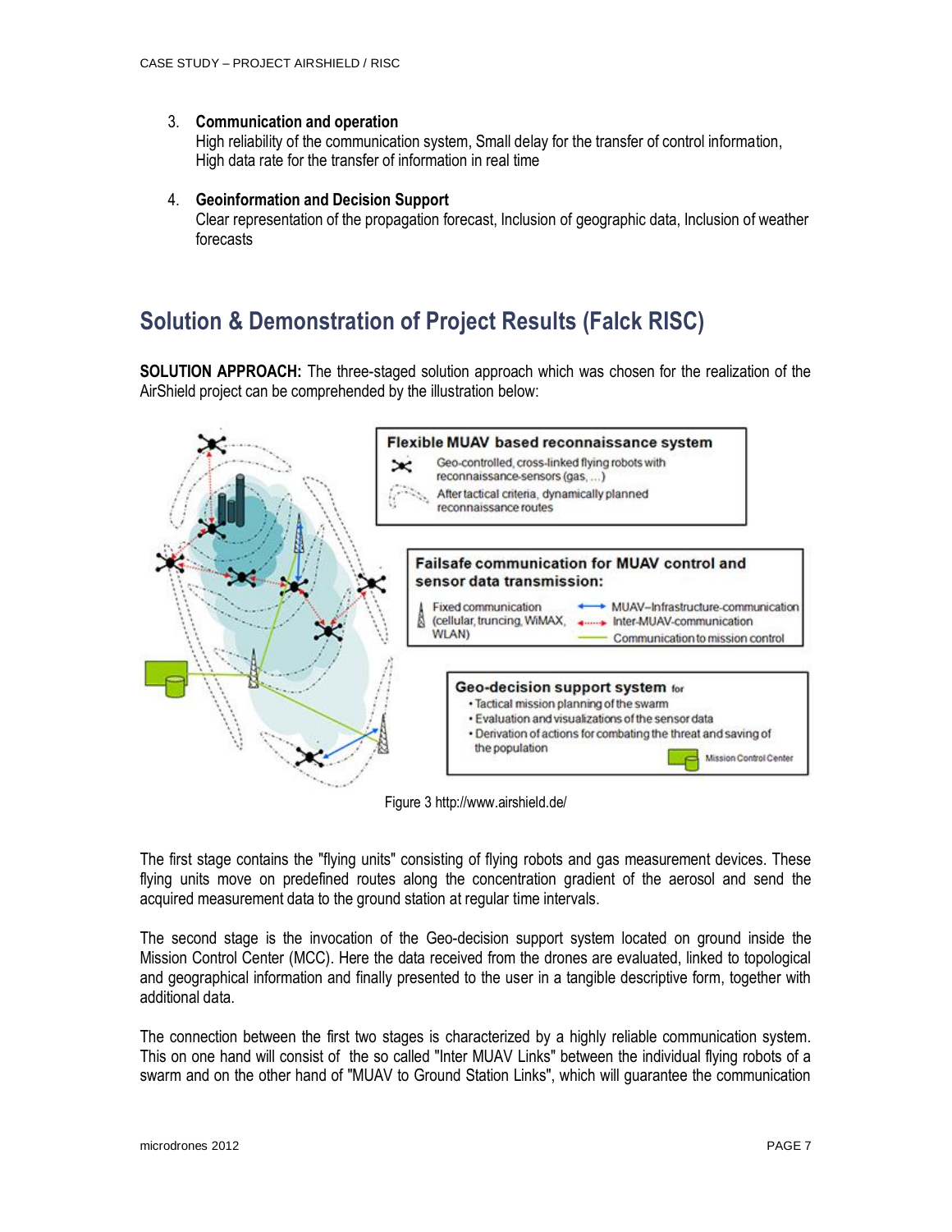3. **Communication and operation**
   High reliability of the communication system, Small delay for the transfer of control information, High data rate for the transfer of information in real time

4. **Geoinformation and Decision Support**
   Clear representation of the propagation forecast, Inclusion of geographic data, Inclusion of weather forecasts

## Solution & Demonstration of Project Results (Falck RISC)

**SOLUTION APPROACH:** The three-staged solution approach which was chosen for the realization of the AirShield project can be comprehended by the illustration below:

Flexible MUAV based reconnaissance system

Geo-controlled, cross-linked flying robots with reconnaissance-sensors (gas, ...)

After tactical criteria, dynamically planned reconnaissance routes

Failsafe communication for MUAV control and sensor data transmission:

Fixed communication (cellular, truncing, WiMAX, WLAN)

MUAV–Infrastructure-communication

Inter-MUAV-communication

Communication to mission control

Geo-decision support system for

- Tactical mission planning of the swarm
- Evaluation and visualizations of the sensor data
- Derivation of actions for combating the threat and saving of the population

Mission Control Center

Figure 3 http://www.airshield.de/

The first stage contains the "flying units" consisting of flying robots and gas measurement devices. These flying units move on predefined routes along the concentration gradient of the aerosol and send the acquired measurement data to the ground station at regular time intervals.

The second stage is the invocation of the Geo-decision support system located on ground inside the Mission Control Center (MCC). Here the data received from the drones are evaluated, linked to topological and geographical information and finally presented to the user in a tangible descriptive form, together with additional data.

The connection between the first two stages is characterized by a highly reliable communication system. This on one hand will consist of the so called "Inter MUAV Links" between the individual flying robots of a swarm and on the other hand of "MUAV to Ground Station Links", which will guarantee the communication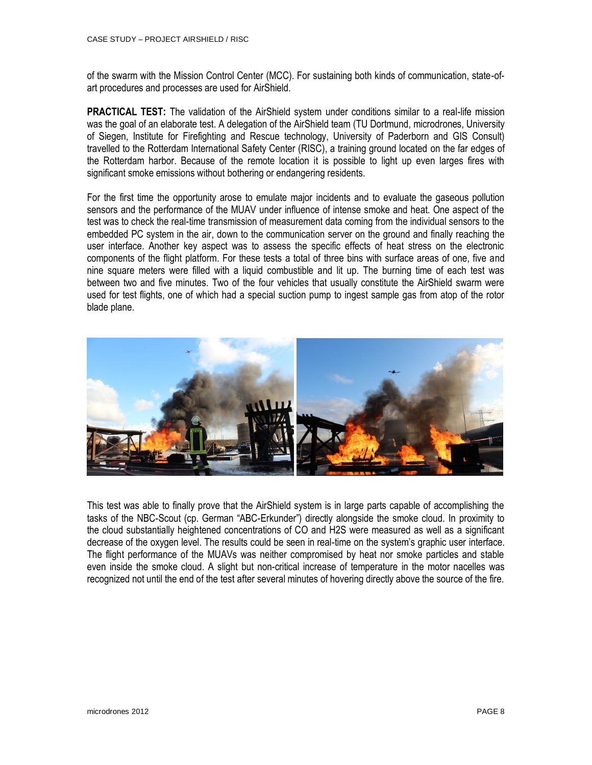of the swarm with the Mission Control Center (MCC). For sustaining both kinds of communication, state-of-art procedures and processes are used for AirShield.

**PRACTICAL TEST:** The validation of the AirShield system under conditions similar to a real-life mission was the goal of an elaborate test. A delegation of the AirShield team (TU Dortmund, microdrones, University of Siegen, Institute for Firefighting and Rescue technology, University of Paderborn and GIS Consult) travelled to the Rotterdam International Safety Center (RISC), a training ground located on the far edges of the Rotterdam harbor. Because of the remote location it is possible to light up even larges fires with significant smoke emissions without bothering or endangering residents.

For the first time the opportunity arose to emulate major incidents and to evaluate the gaseous pollution sensors and the performance of the MUAV under influence of intense smoke and heat. One aspect of the test was to check the real-time transmission of measurement data coming from the individual sensors to the embedded PC system in the air, down to the communication server on the ground and finally reaching the user interface. Another key aspect was to assess the specific effects of heat stress on the electronic components of the flight platform. For these tests a total of three bins with surface areas of one, five and nine square meters were filled with a liquid combustible and lit up. The burning time of each test was between two and five minutes. Two of the four vehicles that usually constitute the AirShield swarm were used for test flights, one of which had a special suction pump to ingest sample gas from atop of the rotor blade plane.

This test was able to finally prove that the AirShield system is in large parts capable of accomplishing the tasks of the NBC-Scout (cp. German "ABC-Erkunder") directly alongside the smoke cloud. In proximity to the cloud substantially heightened concentrations of CO and $H_2S$ were measured as well as a significant decrease of the oxygen level. The results could be seen in real-time on the system's graphic user interface. The flight performance of the MUAVs was neither compromised by heat nor smoke particles and stable even inside the smoke cloud. A slight but non-critical increase of temperature in the motor nacelles was recognized not until the end of the test after several minutes of hovering directly above the source of the fire.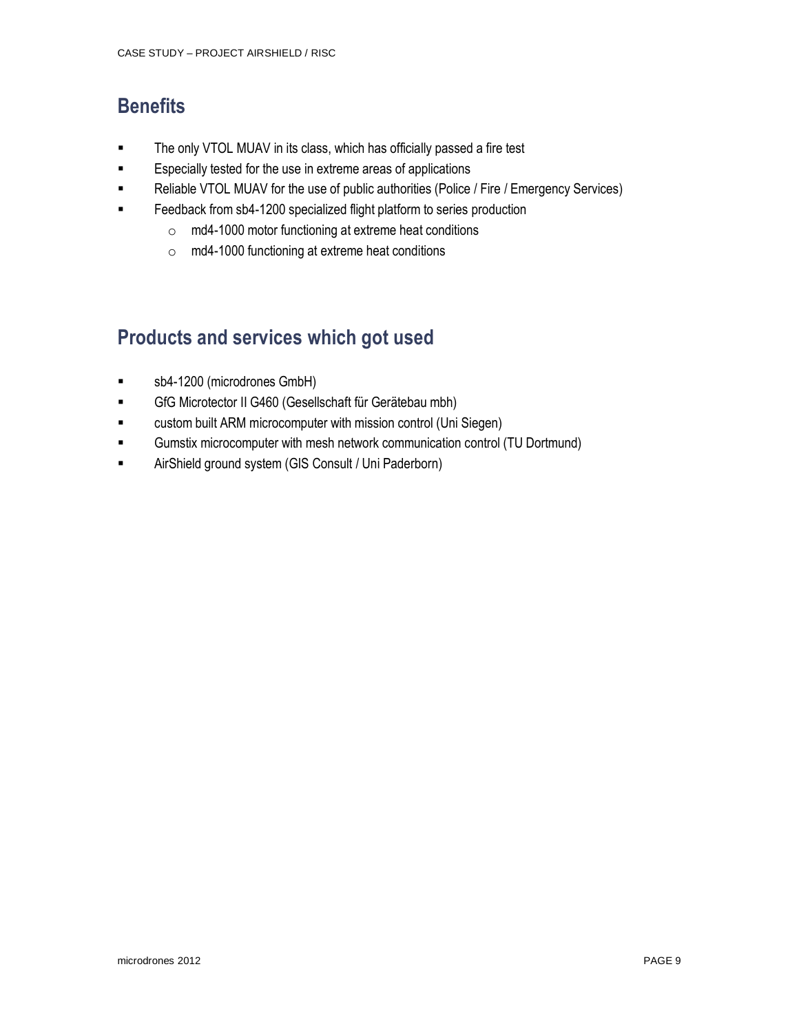## Benefits

- The only VTOL MUAV in its class, which has officially passed a fire test
- Especially tested for the use in extreme areas of applications
- Reliable VTOL MUAV for the use of public authorities (Police / Fire / Emergency Services)
- Feedback from sb4-1200 specialized flight platform to series production
  - md4-1000 motor functioning at extreme heat conditions
  - md4-1000 functioning at extreme heat conditions

## Products and services which got used

- sb4-1200 (microdrones GmbH)
- GfG Microtector II G460 (Gesellschaft für Gerätebau mbh)
- custom built ARM microcomputer with mission control (Uni Siegen)
- Gumstix microcomputer with mesh network communication control (TU Dortmund)
- AirShield ground system (GIS Consult / Uni Paderborn)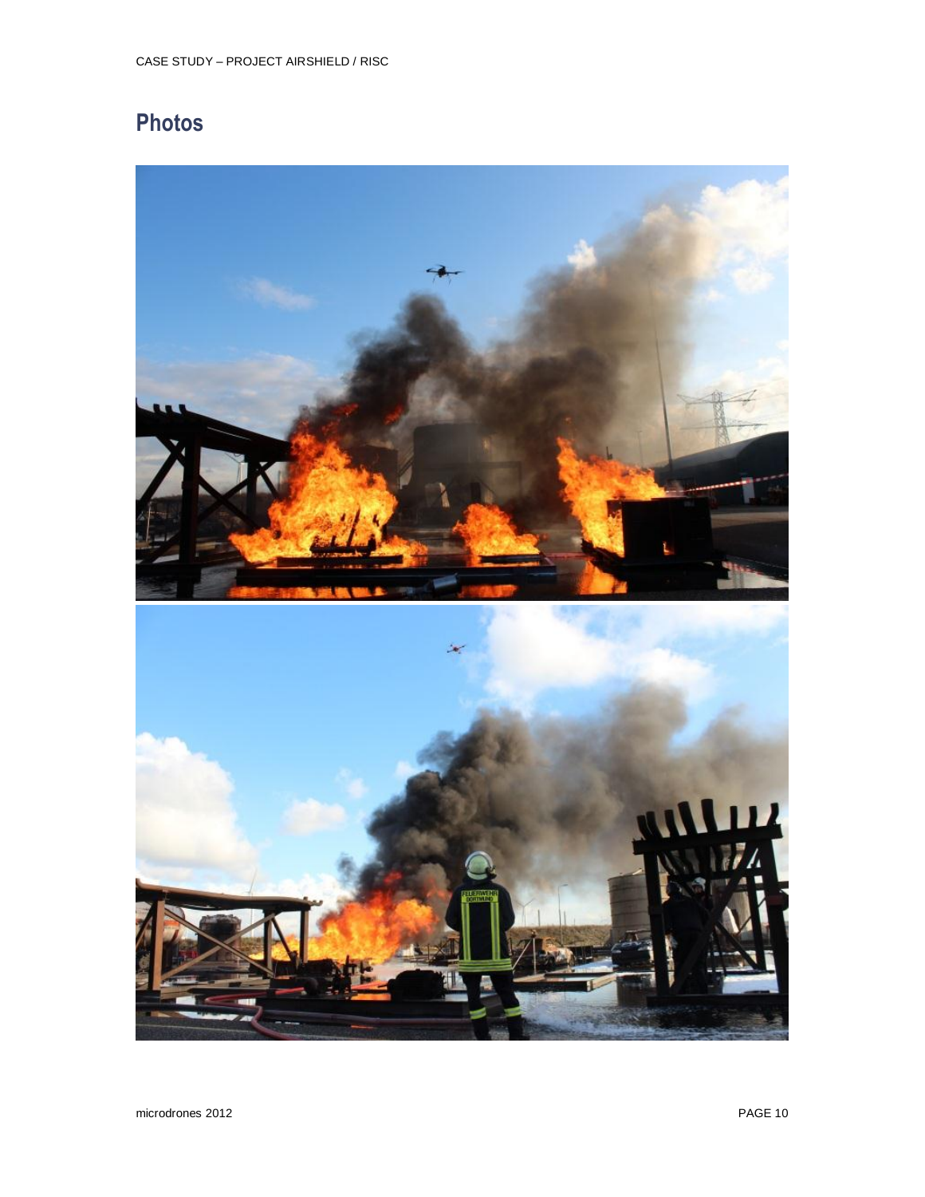## Photos